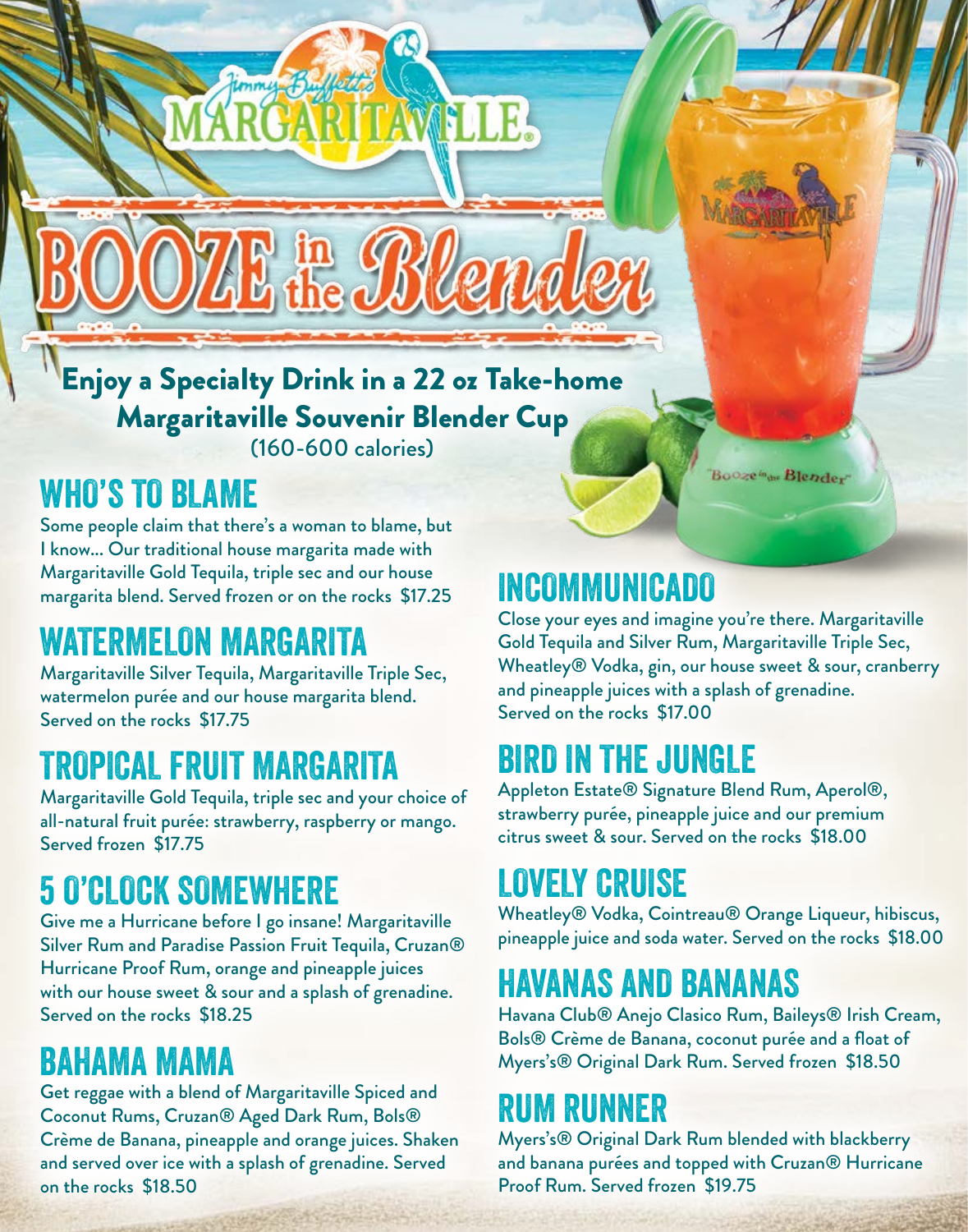# Jimmy Buffett's MARGARITAVILLE

# BOOZE in the Blender

**Enjoy a Specialty Drink in a 22 oz Take-home Margaritaville Souvenir Blender Cup**

(160-600 calories)

## WHO'S TO BLAME

Some people claim that there's a woman to blame, but I know... Our traditional house margarita made with Margaritaville Gold Tequila, triple sec and our house margarita blend. Served frozen or on the rocks $17.25

## WATERMELON MARGARITA

Margaritaville Silver Tequila, Margaritaville Triple Sec, watermelon purée and our house margarita blend. Served on the rocks $17.75

## TROPICAL FRUIT MARGARITA

Margaritaville Gold Tequila, triple sec and your choice of all-natural fruit purée: strawberry, raspberry or mango. Served frozen $17.75

## 5 O'CLOCK SOMEWHERE

Give me a Hurricane before I go insane! Margaritaville Silver Rum and Paradise Passion Fruit Tequila, Cruzan® Hurricane Proof Rum, orange and pineapple juices with our house sweet & sour and a splash of grenadine. Served on the rocks $18.25

## BAHAMA MAMA

Get reggae with a blend of Margaritaville Spiced and Coconut Rums, Cruzan® Aged Dark Rum, Bols® Crème de Banana, pineapple and orange juices. Shaken and served over ice with a splash of grenadine. Served on the rocks $18.50

## INCOMMUNICADO

Close your eyes and imagine you're there. Margaritaville Gold Tequila and Silver Rum, Margaritaville Triple Sec, Wheatley® Vodka, gin, our house sweet & sour, cranberry and pineapple juices with a splash of grenadine. Served on the rocks $17.00

## BIRD IN THE JUNGLE

Appleton Estate® Signature Blend Rum, Aperol®, strawberry purée, pineapple juice and our premium citrus sweet & sour. Served on the rocks $18.00

## LOVELY CRUISE

Wheatley® Vodka, Cointreau® Orange Liqueur, hibiscus, pineapple juice and soda water. Served on the rocks $18.00

## HAVANAS AND BANANAS

Havana Club® Anejo Clasico Rum, Baileys® Irish Cream, Bols® Crème de Banana, coconut purée and a float of Myers's® Original Dark Rum. Served frozen $18.50

## RUM RUNNER

Myers's® Original Dark Rum blended with blackberry and banana purées and topped with Cruzan® Hurricane Proof Rum. Served frozen $19.75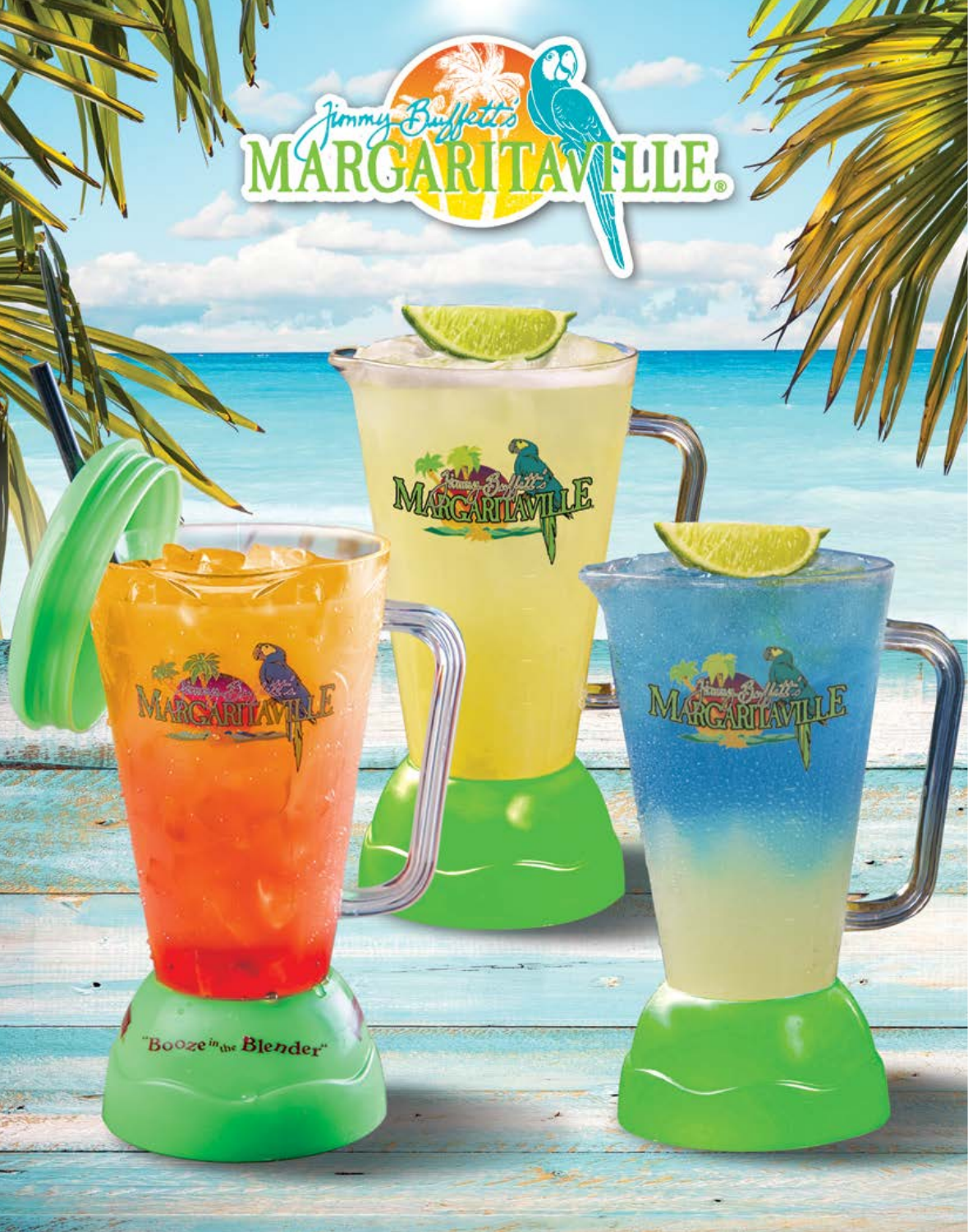# Jimmy Buffett's MARGARITAVILLE®